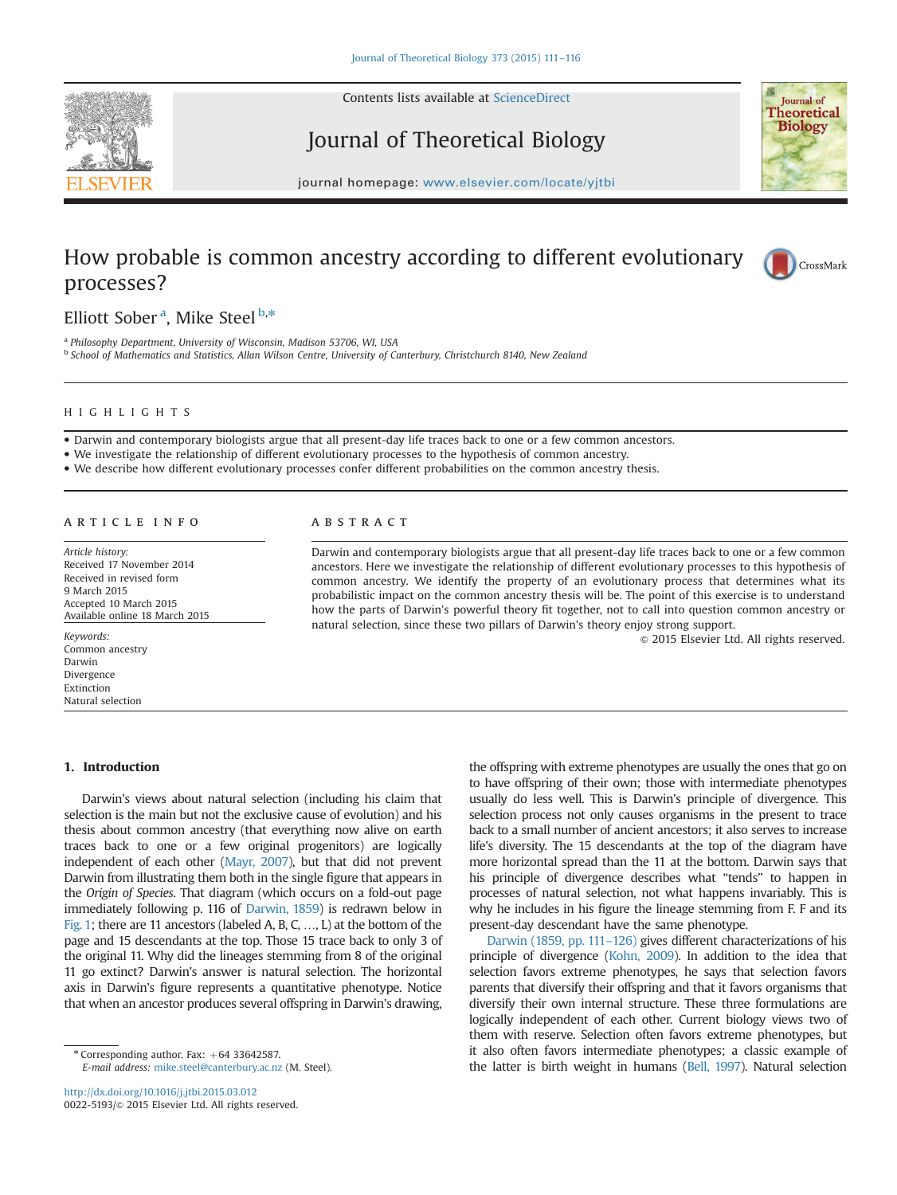# How probable is common ancestry according to different evolutionary processes?

Elliott Sober [a], Mike Steel [b,*]

[a] Philosophy Department, University of Wisconsin, Madison 53706, WI, USA

[b] School of Mathematics and Statistics, Allan Wilson Centre, University of Canterbury, Christchurch 8140, New Zealand

## HIGHLIGHTS

- Darwin and contemporary biologists argue that all present-day life traces back to one or a few common ancestors.
- We investigate the relationship of different evolutionary processes to the hypothesis of common ancestry.
- We describe how different evolutionary processes confer different probabilities on the common ancestry thesis.

## ARTICLE INFO

*Article history:*
Received 17 November 2014
Received in revised form
9 March 2015
Accepted 10 March 2015
Available online 18 March 2015

*Keywords:*
Common ancestry
Darwin
Divergence
Extinction
Natural selection

## ABSTRACT

Darwin and contemporary biologists argue that all present-day life traces back to one or a few common ancestors. Here we investigate the relationship of different evolutionary processes to this hypothesis of common ancestry. We identify the property of an evolutionary process that determines what its probabilistic impact on the common ancestry thesis will be. The point of this exercise is to understand how the parts of Darwin's powerful theory fit together, not to call into question common ancestry or natural selection, since these two pillars of Darwin's theory enjoy strong support.

© 2015 Elsevier Ltd. All rights reserved.

## 1. Introduction

Darwin's views about natural selection (including his claim that selection is the main but not the exclusive cause of evolution) and his thesis about common ancestry (that everything now alive on earth traces back to one or a few original progenitors) are logically independent of each other (Mayr, 2007), but that did not prevent Darwin from illustrating them both in the single figure that appears in the *Origin of Species*. That diagram (which occurs on a fold-out page immediately following p. 116 of Darwin, 1859) is redrawn below in Fig. 1; there are 11 ancestors (labeled A, B, C, …, L) at the bottom of the page and 15 descendants at the top. Those 15 trace back to only 3 of the original 11. Why did the lineages stemming from 8 of the original 11 go extinct? Darwin's answer is natural selection. The horizontal axis in Darwin's figure represents a quantitative phenotype. Notice that when an ancestor produces several offspring in Darwin's drawing, the offspring with extreme phenotypes are usually the ones that go on to have offspring of their own; those with intermediate phenotypes usually do less well. This is Darwin's principle of divergence. This selection process not only causes organisms in the present to trace back to a small number of ancient ancestors; it also serves to increase life's diversity. The 15 descendants at the top of the diagram have more horizontal spread than the 11 at the bottom. Darwin says that his principle of divergence describes what "tends" to happen in processes of natural selection, not what happens invariably. This is why he includes in his figure the lineage stemming from F. F and its present-day descendant have the same phenotype.

Darwin (1859, pp. 111–126) gives different characterizations of his principle of divergence (Kohn, 2009). In addition to the idea that selection favors extreme phenotypes, he says that selection favors parents that diversify their offspring and that it favors organisms that diversify their own internal structure. These three formulations are logically independent of each other. Current biology views two of them with reserve. Selection often favors extreme phenotypes, but it also often favors intermediate phenotypes; a classic example of the latter is birth weight in humans (Bell, 1997). Natural selection

* Corresponding author. Fax: +64 33642587.
*E-mail address:* mike.steel@canterbury.ac.nz (M. Steel).

http://dx.doi.org/10.1016/j.jtbi.2015.03.012
0022-5193/© 2015 Elsevier Ltd. All rights reserved.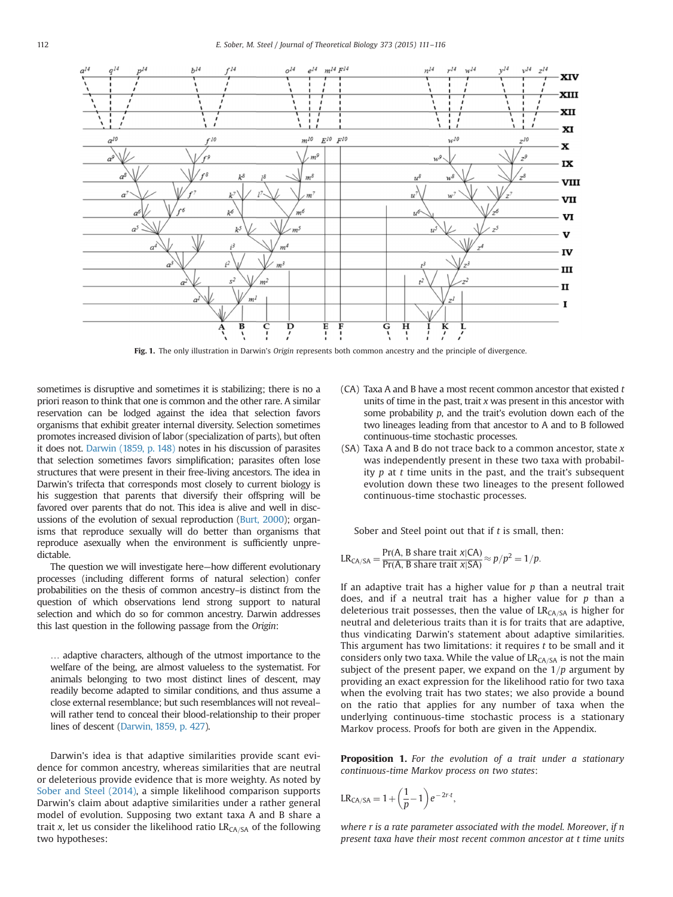Fig. 1. The only illustration in Darwin's *Origin* represents both common ancestry and the principle of divergence.

sometimes is disruptive and sometimes it is stabilizing; there is no a priori reason to think that one is common and the other rare. A similar reservation can be lodged against the idea that selection favors organisms that exhibit greater internal diversity. Selection sometimes promotes increased division of labor (specialization of parts), but often it does not. Darwin (1859, p. 148) notes in his discussion of parasites that selection sometimes favors simplification; parasites often lose structures that were present in their free-living ancestors. The idea in Darwin's trifecta that corresponds most closely to current biology is his suggestion that parents that diversify their offspring will be favored over parents that do not. This idea is alive and well in discussions of the evolution of sexual reproduction (Burt, 2000); organisms that reproduce sexually will do better than organisms that reproduce asexually when the environment is sufficiently unpredictable.

The question we will investigate here—how different evolutionary processes (including different forms of natural selection) confer probabilities on the thesis of common ancestry–is distinct from the question of which observations lend strong support to natural selection and which do so for common ancestry. Darwin addresses this last question in the following passage from the *Origin*:

> … adaptive characters, although of the utmost importance to the welfare of the being, are almost valueless to the systematist. For animals belonging to two most distinct lines of descent, may readily become adapted to similar conditions, and thus assume a close external resemblance; but such resemblances will not reveal–will rather tend to conceal their blood-relationship to their proper lines of descent (Darwin, 1859, p. 427).

Darwin's idea is that adaptive similarities provide scant evidence for common ancestry, whereas similarities that are neutral or deleterious provide evidence that is more weighty. As noted by Sober and Steel (2014), a simple likelihood comparison supports Darwin's claim about adaptive similarities under a rather general model of evolution. Supposing two extant taxa A and B share a trait $x$, let us consider the likelihood ratio $\mathrm{LR}_{\mathrm{CA/SA}}$ of the following two hypotheses:

- (CA) Taxa A and B have a most recent common ancestor that existed $t$ units of time in the past, trait $x$ was present in this ancestor with some probability $p$, and the trait's evolution down each of the two lineages leading from that ancestor to A and to B followed continuous-time stochastic processes.
- (SA) Taxa A and B do not trace back to a common ancestor, state $x$ was independently present in these two taxa with probability $p$ at $t$ time units in the past, and the trait's subsequent evolution down these two lineages to the present followed continuous-time stochastic processes.

Sober and Steel point out that if $t$ is small, then:

$$\mathrm{LR}_{\mathrm{CA/SA}} = \frac{\Pr(\text{A, B share trait } x|\text{CA})}{\Pr(\text{A, B share trait } x|\text{SA})} \approx p/p^2 = 1/p.$$

If an adaptive trait has a higher value for $p$ than a neutral trait does, and if a neutral trait has a higher value for $p$ than a deleterious trait possesses, then the value of $\mathrm{LR}_{\mathrm{CA/SA}}$ is higher for neutral and deleterious traits than it is for traits that are adaptive, thus vindicating Darwin's statement about adaptive similarities. This argument has two limitations: it requires $t$ to be small and it considers only two taxa. While the value of $\mathrm{LR}_{\mathrm{CA/SA}}$ is not the main subject of the present paper, we expand on the $1/p$ argument by providing an exact expression for the likelihood ratio for two taxa when the evolving trait has two states; we also provide a bound on the ratio that applies for any number of taxa when the underlying continuous-time stochastic process is a stationary Markov process. Proofs for both are given in the Appendix.

**Proposition 1.** *For the evolution of a trait under a stationary continuous-time Markov process on two states*:

$$\mathrm{LR}_{\mathrm{CA/SA}} = 1 + \left(\frac{1}{p} - 1\right)e^{-2r \cdot t},$$

*where r is a rate parameter associated with the model. Moreover, if n present taxa have their most recent common ancestor at t time units*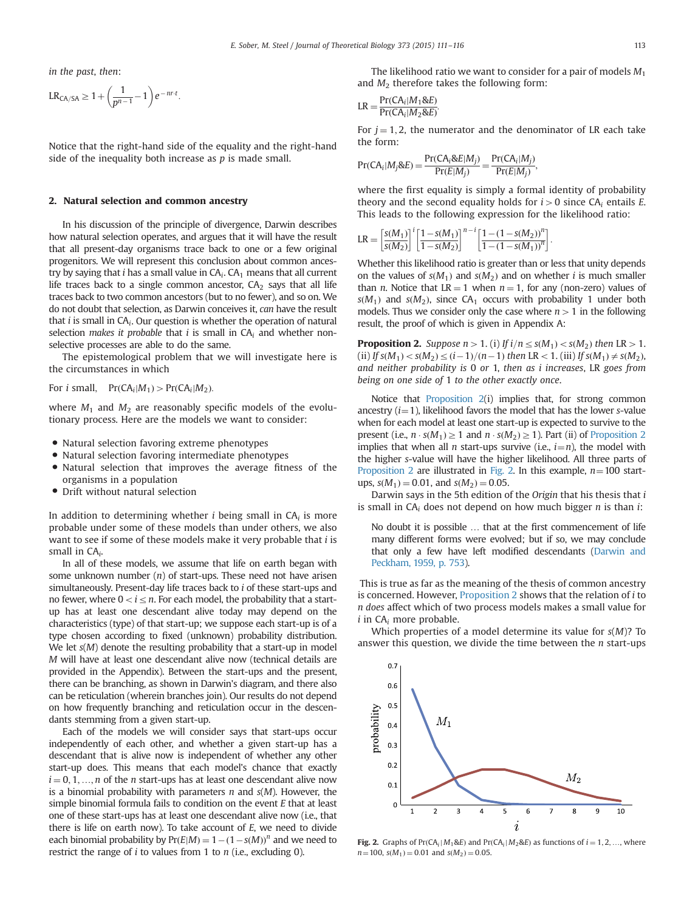*in the past, then*:

$$\text{LR}_{\text{CA/SA}} \geq 1 + \left(\frac{1}{p^{n-1}} - 1\right) e^{-nr \cdot t}.$$

Notice that the right-hand side of the equality and the right-hand side of the inequality both increase as $p$ is made small.

## 2. Natural selection and common ancestry

In his discussion of the principle of divergence, Darwin describes how natural selection operates, and argues that it will have the result that all present-day organisms trace back to one or a few original progenitors. We will represent this conclusion about common ancestry by saying that $i$ has a small value in $\text{CA}_i$. $\text{CA}_1$ means that all current life traces back to a single common ancestor, $\text{CA}_2$ says that all life traces back to two common ancestors (but to no fewer), and so on. We do not doubt that selection, as Darwin conceives it, *can* have the result that $i$ is small in $\text{CA}_i$. Our question is whether the operation of natural selection *makes it probable* that $i$ is small in $\text{CA}_i$ and whether non-selective processes are able to do the same.

The epistemological problem that we will investigate here is the circumstances in which

For $i$ small, $\quad \Pr(\text{CA}_i|M_1) > \Pr(\text{CA}_i|M_2)$.

where $M_1$ and $M_2$ are reasonably specific models of the evolutionary process. Here are the models we want to consider:

- Natural selection favoring extreme phenotypes
- Natural selection favoring intermediate phenotypes
- Natural selection that improves the average fitness of the organisms in a population
- Drift without natural selection

In addition to determining whether $i$ being small in $\text{CA}_i$ is more probable under some of these models than under others, we also want to see if some of these models make it very probable that $i$ is small in $\text{CA}_i$.

In all of these models, we assume that life on earth began with some unknown number ($n$) of start-ups. These need not have arisen simultaneously. Present-day life traces back to $i$ of these start-ups and no fewer, where $0 < i \leq n$. For each model, the probability that a start-up has at least one descendant alive today may depend on the characteristics (type) of that start-up; we suppose each start-up is of a type chosen according to fixed (unknown) probability distribution. We let $s(M)$ denote the resulting probability that a start-up in model $M$ will have at least one descendant alive now (technical details are provided in the Appendix). Between the start-ups and the present, there can be branching, as shown in Darwin's diagram, and there also can be reticulation (wherein branches join). Our results do not depend on how frequently branching and reticulation occur in the descendants stemming from a given start-up.

Each of the models we will consider says that start-ups occur independently of each other, and whether a given start-up has a descendant that is alive now is independent of whether any other start-up does. This means that each model's chance that exactly $i = 0, 1, \ldots, n$ of the $n$ start-ups has at least one descendant alive now is a binomial probability with parameters $n$ and $s(M)$. However, the simple binomial formula fails to condition on the event $E$ that at least one of these start-ups has at least one descendant alive now (i.e., that there is life on earth now). To take account of $E$, we need to divide each binomial probability by $\Pr(E|M) = 1 - (1 - s(M))^n$ and we need to restrict the range of $i$ to values from 1 to $n$ (i.e., excluding 0).

The likelihood ratio we want to consider for a pair of models $M_1$ and $M_2$ therefore takes the following form:

$$\text{LR} = \frac{\Pr(\text{CA}_i|M_1\&E)}{\Pr(\text{CA}_i|M_2\&E)}.$$

For $j = 1, 2$, the numerator and the denominator of LR each take the form:

$$\Pr(\text{CA}_i|M_j\&E) = \frac{\Pr(\text{CA}_i\&E|M_j)}{\Pr(E|M_j)} = \frac{\Pr(\text{CA}_i|M_j)}{\Pr(E|M_j)},$$

where the first equality is simply a formal identity of probability theory and the second equality holds for $i > 0$ since $\text{CA}_i$ entails $E$. This leads to the following expression for the likelihood ratio:

$$\text{LR} = \left[\frac{s(M_1)}{s(M_2)}\right]^i \left[\frac{1 - s(M_1)}{1 - s(M_2)}\right]^{n-i} \left[\frac{1 - (1 - s(M_2))^n}{1 - (1 - s(M_1))^n}\right].$$

Whether this likelihood ratio is greater than or less that unity depends on the values of $s(M_1)$ and $s(M_2)$ and on whether $i$ is much smaller than $n$. Notice that $\text{LR} = 1$ when $n = 1$, for any (non-zero) values of $s(M_1)$ and $s(M_2)$, since $\text{CA}_1$ occurs with probability 1 under both models. Thus we consider only the case where $n > 1$ in the following result, the proof of which is given in Appendix A:

**Proposition 2.** *Suppose $n > 1$. (i) If $i/n \leq s(M_1) < s(M_2)$ then $\text{LR} > 1$. (ii) If $s(M_1) < s(M_2) \leq (i-1)/(n-1)$ then $\text{LR} < 1$. (iii) If $s(M_1) \neq s(M_2)$, and neither probability is 0 or 1, then as $i$ increases, LR goes from being on one side of 1 to the other exactly once.*

Notice that Proposition 2(i) implies that, for strong common ancestry ($i = 1$), likelihood favors the model that has the lower $s$-value when for each model at least one start-up is expected to survive to the present (i.e., $n \cdot s(M_1) \geq 1$ and $n \cdot s(M_2) \geq 1$). Part (ii) of Proposition 2 implies that when all $n$ start-ups survive (i.e., $i = n$), the model with the higher $s$-value will have the higher likelihood. All three parts of Proposition 2 are illustrated in Fig. 2. In this example, $n = 100$ start-ups, $s(M_1) = 0.01$, and $s(M_2) = 0.05$.

Darwin says in the 5th edition of the *Origin* that his thesis that $i$ is small in $\text{CA}_i$ does not depend on how much bigger $n$ is than $i$:

> No doubt it is possible … that at the first commencement of life many different forms were evolved; but if so, we may conclude that only a few have left modified descendants (Darwin and Peckham, 1959, p. 753).

This is true as far as the meaning of the thesis of common ancestry is concerned. However, Proposition 2 shows that the relation of $i$ to $n$ *does* affect which of two process models makes a small value for $i$ in $\text{CA}_i$ more probable.

Which properties of a model determine its value for $s(M)$? To answer this question, we divide the time between the $n$ start-ups

**Fig. 2.** Graphs of $\Pr(\text{CA}_i|M_1\&E)$ and $\Pr(\text{CA}_i|M_2\&E)$ as functions of $i = 1, 2, \ldots,$ where $n = 100$, $s(M_1) = 0.01$ and $s(M_2) = 0.05$.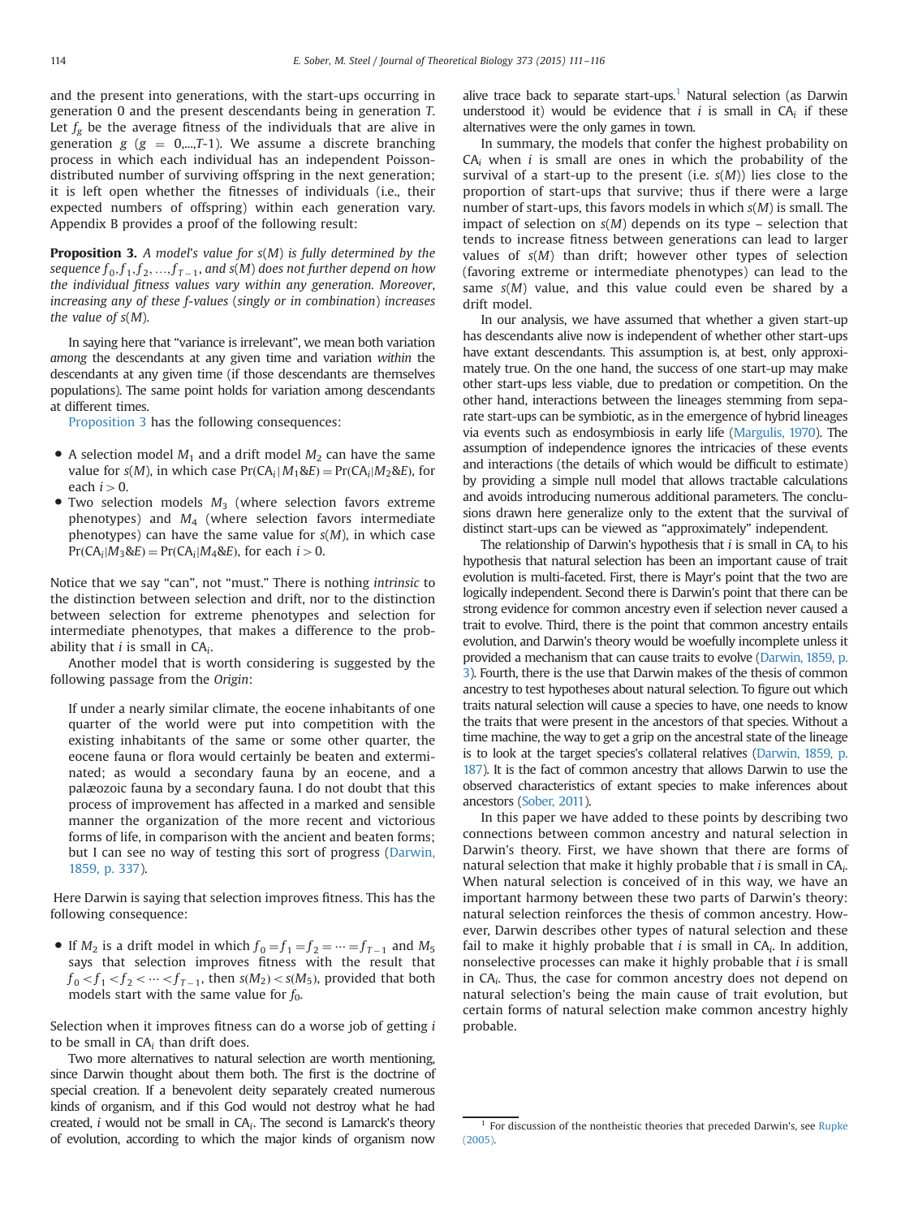and the present into generations, with the start-ups occurring in generation 0 and the present descendants being in generation $T$. Let $f_g$ be the average fitness of the individuals that are alive in generation $g$ ($g$ = 0,...,$T$-1). We assume a discrete branching process in which each individual has an independent Poisson-distributed number of surviving offspring in the next generation; it is left open whether the fitnesses of individuals (i.e., their expected numbers of offspring) within each generation vary. Appendix B provides a proof of the following result:

**Proposition 3.** *A model's value for $s(M)$ is fully determined by the sequence $f_0, f_1, f_2, \ldots, f_{T-1}$, and $s(M)$ does not further depend on how the individual fitness values vary within any generation. Moreover, increasing any of these f-values (singly or in combination) increases the value of $s(M)$.*

In saying here that "variance is irrelevant", we mean both variation *among* the descendants at any given time and variation *within* the descendants at any given time (if those descendants are themselves populations). The same point holds for variation among descendants at different times.

Proposition 3 has the following consequences:

- A selection model $M_1$ and a drift model $M_2$ can have the same value for $s(M)$, in which case $\Pr(CA_i | M_1 \& E) = \Pr(CA_i | M_2 \& E)$, for each $i > 0$.
- Two selection models $M_3$ (where selection favors extreme phenotypes) and $M_4$ (where selection favors intermediate phenotypes) can have the same value for $s(M)$, in which case $\Pr(CA_i | M_3 \& E) = \Pr(CA_i | M_4 \& E)$, for each $i > 0$.

Notice that we say "can", not "must." There is nothing *intrinsic* to the distinction between selection and drift, nor to the distinction between selection for extreme phenotypes and selection for intermediate phenotypes, that makes a difference to the probability that $i$ is small in $CA_i$.

Another model that is worth considering is suggested by the following passage from the *Origin*:

> If under a nearly similar climate, the eocene inhabitants of one quarter of the world were put into competition with the existing inhabitants of the same or some other quarter, the eocene fauna or flora would certainly be beaten and exterminated; as would a secondary fauna by an eocene, and a palæozoic fauna by a secondary fauna. I do not doubt that this process of improvement has affected in a marked and sensible manner the organization of the more recent and victorious forms of life, in comparison with the ancient and beaten forms; but I can see no way of testing this sort of progress (Darwin, 1859, p. 337).

Here Darwin is saying that selection improves fitness. This has the following consequence:

- If $M_2$ is a drift model in which $f_0 = f_1 = f_2 = \cdots = f_{T-1}$ and $M_5$ says that selection improves fitness with the result that $f_0 < f_1 < f_2 < \cdots < f_{T-1}$, then $s(M_2) < s(M_5)$, provided that both models start with the same value for $f_0$.

Selection when it improves fitness can do a worse job of getting $i$ to be small in $CA_i$ than drift does.

Two more alternatives to natural selection are worth mentioning, since Darwin thought about them both. The first is the doctrine of special creation. If a benevolent deity separately created numerous kinds of organism, and if this God would not destroy what he had created, $i$ would not be small in $CA_i$. The second is Lamarck's theory of evolution, according to which the major kinds of organism now alive trace back to separate start-ups.[1] Natural selection (as Darwin understood it) would be evidence that $i$ is small in $CA_i$ if these alternatives were the only games in town.

In summary, the models that confer the highest probability on $CA_i$ when $i$ is small are ones in which the probability of the survival of a start-up to the present (i.e. $s(M)$) lies close to the proportion of start-ups that survive; thus if there were a large number of start-ups, this favors models in which $s(M)$ is small. The impact of selection on $s(M)$ depends on its type – selection that tends to increase fitness between generations can lead to larger values of $s(M)$ than drift; however other types of selection (favoring extreme or intermediate phenotypes) can lead to the same $s(M)$ value, and this value could even be shared by a drift model.

In our analysis, we have assumed that whether a given start-up has descendants alive now is independent of whether other start-ups have extant descendants. This assumption is, at best, only approximately true. On the one hand, the success of one start-up may make other start-ups less viable, due to predation or competition. On the other hand, interactions between the lineages stemming from separate start-ups can be symbiotic, as in the emergence of hybrid lineages via events such as endosymbiosis in early life (Margulis, 1970). The assumption of independence ignores the intricacies of these events and interactions (the details of which would be difficult to estimate) by providing a simple null model that allows tractable calculations and avoids introducing numerous additional parameters. The conclusions drawn here generalize only to the extent that the survival of distinct start-ups can be viewed as "approximately" independent.

The relationship of Darwin's hypothesis that $i$ is small in $CA_i$ to his hypothesis that natural selection has been an important cause of trait evolution is multi-faceted. First, there is Mayr's point that the two are logically independent. Second there is Darwin's point that there can be strong evidence for common ancestry even if selection never caused a trait to evolve. Third, there is the point that common ancestry entails evolution, and Darwin's theory would be woefully incomplete unless it provided a mechanism that can cause traits to evolve (Darwin, 1859, p. 3). Fourth, there is the use that Darwin makes of the thesis of common ancestry to test hypotheses about natural selection. To figure out which traits natural selection will cause a species to have, one needs to know the traits that were present in the ancestors of that species. Without a time machine, the way to get a grip on the ancestral state of the lineage is to look at the target species's collateral relatives (Darwin, 1859, p. 187). It is the fact of common ancestry that allows Darwin to use the observed characteristics of extant species to make inferences about ancestors (Sober, 2011).

In this paper we have added to these points by describing two connections between common ancestry and natural selection in Darwin's theory. First, we have shown that there are forms of natural selection that make it highly probable that $i$ is small in $CA_i$. When natural selection is conceived of in this way, we have an important harmony between these two parts of Darwin's theory: natural selection reinforces the thesis of common ancestry. However, Darwin describes other types of natural selection and these fail to make it highly probable that $i$ is small in $CA_i$. In addition, nonselective processes can make it highly probable that $i$ is small in $CA_i$. Thus, the case for common ancestry does not depend on natural selection's being the main cause of trait evolution, but certain forms of natural selection make common ancestry highly probable.

[1] For discussion of the nontheistic theories that preceded Darwin's, see Rupke (2005).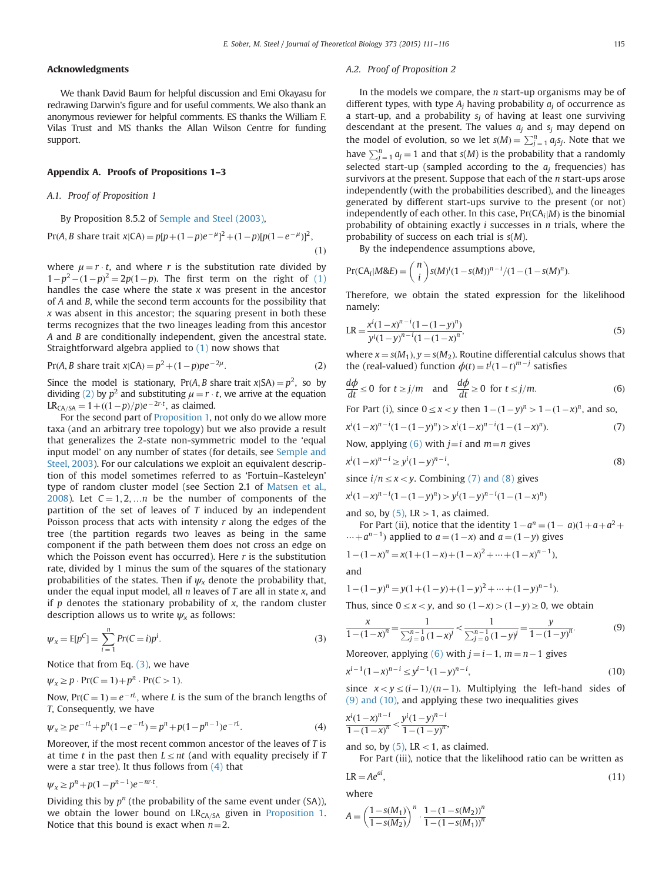## Acknowledgments

We thank David Baum for helpful discussion and Emi Okayasu for redrawing Darwin's figure and for useful comments. We also thank an anonymous reviewer for helpful comments. ES thanks the William F. Vilas Trust and MS thanks the Allan Wilson Centre for funding support.

## Appendix A. Proofs of Propositions 1–3

### A.1. Proof of Proposition 1

By Proposition 8.5.2 of Semple and Steel (2003),

$$\Pr(A, B \text{ share trait } x|\text{CA}) = p[p+(1-p)e^{-\mu}]^2 + (1-p)[p(1-e^{-\mu})]^2, \tag{1}$$

where $\mu = r \cdot t$, and where $r$ is the substitution rate divided by $1-p^2-(1-p)^2 = 2p(1-p)$. The first term on the right of (1) handles the case where the state $x$ was present in the ancestor of $A$ and $B$, while the second term accounts for the possibility that $x$ was absent in this ancestor; the squaring present in both these terms recognizes that the two lineages leading from this ancestor $A$ and $B$ are conditionally independent, given the ancestral state. Straightforward algebra applied to (1) now shows that

$$\Pr(A, B \text{ share trait } x|\text{CA}) = p^2 + (1-p)pe^{-2\mu}. \tag{2}$$

Since the model is stationary, $\Pr(A, B \text{ share trait } x|\text{SA}) = p^2$, so by dividing (2) by $p^2$ and substituting $\mu = r \cdot t$, we arrive at the equation $\text{LR}_{\text{CA/SA}} = 1 + ((1-p)/p)e^{-2r \cdot t}$, as claimed.

For the second part of Proposition 1, not only do we allow more taxa (and an arbitrary tree topology) but we also provide a result that generalizes the 2-state non-symmetric model to the 'equal input model' on any number of states (for details, see Semple and Steel, 2003). For our calculations we exploit an equivalent description of this model sometimes referred to as 'Fortuin–Kasteleyn' type of random cluster model (see Section 2.1 of Matsen et al., 2008). Let $C = 1, 2, \ldots n$ be the number of components of the partition of the set of leaves of $T$ induced by an independent Poisson process that acts with intensity $r$ along the edges of the tree (the partition regards two leaves as being in the same component if the path between them does not cross an edge on which the Poisson event has occurred). Here $r$ is the substitution rate, divided by 1 minus the sum of the squares of the stationary probabilities of the states. Then if $\psi_x$ denote the probability that, under the equal input model, all $n$ leaves of $T$ are all in state $x$, and if $p$ denotes the stationary probability of $x$, the random cluster description allows us to write $\psi_x$ as follows:

$$\psi_x = \mathbb{E}[p^C] = \sum_{i=1}^{n} Pr(C=i)p^i. \tag{3}$$

Notice that from Eq. (3), we have

$$\psi_x \geq p \cdot \Pr(C=1) + p^n \cdot \Pr(C>1).$$

Now, $\Pr(C=1) = e^{-rL}$, where $L$ is the sum of the branch lengths of $T$, Consequently, we have

$$\psi_x \geq pe^{-rL} + p^n(1-e^{-rL}) = p^n + p(1-p^{n-1})e^{-rL}. \tag{4}$$

Moreover, if the most recent common ancestor of the leaves of $T$ is at time $t$ in the past then $L \leq nt$ (and with equality precisely if $T$ were a star tree). It thus follows from (4) that

$$\psi_x \geq p^n + p(1-p^{n-1})e^{-nr \cdot t}.$$

Dividing this by $p^n$ (the probability of the same event under (SA)), we obtain the lower bound on $\text{LR}_{\text{CA/SA}}$ given in Proposition 1. Notice that this bound is exact when $n=2$.

### A.2. Proof of Proposition 2

In the models we compare, the $n$ start-up organisms may be of different types, with type $A_j$ having probability $a_j$ of occurrence as a start-up, and a probability $s_j$ of having at least one surviving descendant at the present. The values $a_j$ and $s_j$ may depend on the model of evolution, so we let $s(M) = \sum_{j=1}^{n} a_j s_j$. Note that we have $\sum_{j=1}^{n} a_j = 1$ and that $s(M)$ is the probability that a randomly selected start-up (sampled according to the $a_j$ frequencies) has survivors at the present. Suppose that each of the $n$ start-ups arose independently (with the probabilities described), and the lineages generated by different start-ups survive to the present (or not) independently of each other. In this case, $\Pr(\text{CA}_i|M)$ is the binomial probability of obtaining exactly $i$ successes in $n$ trials, where the probability of success on each trial is $s(M)$.

By the independence assumptions above,

$$\Pr(\text{CA}_i|M\&E) = \binom{n}{i} s(M)^i(1-s(M))^{n-i}/(1-(1-s(M)^n).$$

Therefore, we obtain the stated expression for the likelihood namely:

$$\text{LR} = \frac{x^i(1-x)^{n-i}(1-(1-y)^n)}{y^i(1-y)^{n-i}(1-(1-x)^n)}, \tag{5}$$

where $x = s(M_1), y = s(M_2)$. Routine differential calculus shows that the (real-valued) function $\phi(t) = t^j(1-t)^{m-j}$ satisfies

$$\frac{d\phi}{dt} \leq 0 \text{ for } t \geq j/m \quad \text{and} \quad \frac{d\phi}{dt} \geq 0 \text{ for } t \leq j/m. \tag{6}$$

For Part (i), since $0 \leq x < y$ then $1-(1-y)^n > 1-(1-x)^n$, and so,

$$x^i(1-x)^{n-i}(1-(1-y)^n) > x^i(1-x)^{n-i}(1-(1-x)^n). \tag{7}$$

Now, applying (6) with $j=i$ and $m=n$ gives

$$x^i(1-x)^{n-i} \geq y^i(1-y)^{n-i}, \tag{8}$$

since $i/n \leq x < y$. Combining (7) and (8) gives

$$x^i(1-x)^{n-i}(1-(1-y)^n) > y^i(1-y)^{n-i}(1-(1-x)^n)$$

and so, by (5), $\text{LR} > 1$, as claimed.

For Part (ii), notice that the identity $1-a^n = (1-a)(1+a+a^2+\cdots+a^{n-1})$ applied to $a=(1-x)$ and $a=(1-y)$ gives

$$1-(1-x)^n = x(1+(1-x)+(1-x)^2+\cdots+(1-x)^{n-1}),$$

and

$$1-(1-y)^n = y(1+(1-y)+(1-y)^2+\cdots+(1-y)^{n-1}).$$

Thus, since $0 \leq x < y$, and so $(1-x) > (1-y) \geq 0$, we obtain

$$\frac{x}{1-(1-x)^n} = \frac{1}{\sum_{j=0}^{n-1}(1-x)^j} < \frac{1}{\sum_{j=0}^{n-1}(1-y)^j} = \frac{y}{1-(1-y)^n}. \tag{9}$$

Moreover, applying (6) with $j=i-1$, $m=n-1$ gives

$$x^{i-1}(1-x)^{n-i} \leq y^{i-1}(1-y)^{n-i}, \tag{10}$$

since $x < y \leq (i-1)/(n-1)$. Multiplying the left-hand sides of (9) and (10), and applying these two inequalities gives

$$\frac{x^i(1-x)^{n-i}}{1-(1-x)^n} < \frac{y^i(1-y)^{n-i}}{1-(1-y)^n},$$

and so, by (5), $\text{LR} < 1$, as claimed.

For Part (iii), notice that the likelihood ratio can be written as

$$\text{LR} = Ae^{ai}, \tag{11}$$

where

$$A = \left(\frac{1-s(M_1)}{1-s(M_2)}\right)^n \cdot \frac{1-(1-s(M_2))^n}{1-(1-s(M_1))^n}$$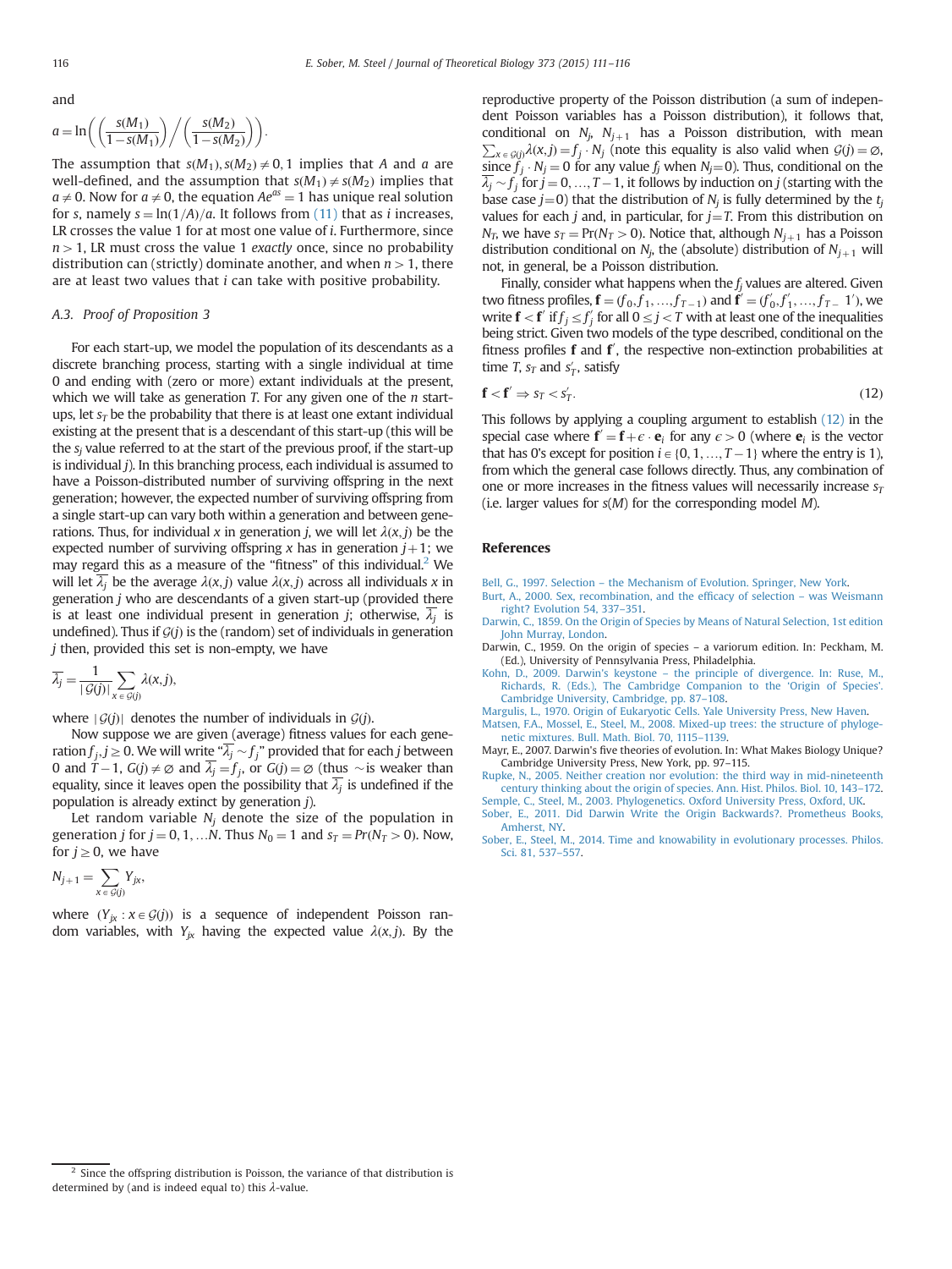and

$$a = \ln\left(\left(\frac{s(M_1)}{1-s(M_1)}\right) \Big/ \left(\frac{s(M_2)}{1-s(M_2)}\right)\right).$$

The assumption that $s(M_1), s(M_2) \neq 0, 1$ implies that $A$ and $a$ are well-defined, and the assumption that $s(M_1) \neq s(M_2)$ implies that $a \neq 0$. Now for $a \neq 0$, the equation $Ae^{as} = 1$ has unique real solution for $s$, namely $s = \ln(1/A)/a$. It follows from (11) that as $i$ increases, LR crosses the value 1 for at most one value of $i$. Furthermore, since $n > 1$, LR must cross the value 1 *exactly* once, since no probability distribution can (strictly) dominate another, and when $n > 1$, there are at least two values that $i$ can take with positive probability.

### A.3. Proof of Proposition 3

For each start-up, we model the population of its descendants as a discrete branching process, starting with a single individual at time 0 and ending with (zero or more) extant individuals at the present, which we will take as generation $T$. For any given one of the $n$ start-ups, let $s_T$ be the probability that there is at least one extant individual existing at the present that is a descendant of this start-up (this will be the $s_j$ value referred to at the start of the previous proof, if the start-up is individual $j$). In this branching process, each individual is assumed to have a Poisson-distributed number of surviving offspring in the next generation; however, the expected number of surviving offspring from a single start-up can vary both within a generation and between generations. Thus, for individual $x$ in generation $j$, we will let $\lambda(x, j)$ be the expected number of surviving offspring $x$ has in generation $j+1$; we may regard this as a measure of the "fitness" of this individual.[2] We will let $\overline{\lambda_j}$ be the average $\lambda(x, j)$ value $\lambda(x, j)$ across all individuals $x$ in generation $j$ who are descendants of a given start-up (provided there is at least one individual present in generation $j$; otherwise, $\overline{\lambda_j}$ is undefined). Thus if $\mathcal{G}(j)$ is the (random) set of individuals in generation $j$ then, provided this set is non-empty, we have

$$\overline{\lambda_j} = \frac{1}{|\mathcal{G}(j)|} \sum_{x \in \mathcal{G}(j)} \lambda(x, j),$$

where $|\mathcal{G}(j)|$ denotes the number of individuals in $\mathcal{G}(j)$.

Now suppose we are given (average) fitness values for each generation $f_j, j \geq 0$. We will write "$\overline{\lambda_j} \sim f_j$" provided that for each $j$ between 0 and $T-1$, $G(j) \neq \emptyset$ and $\overline{\lambda_j} = f_j$, or $G(j) = \emptyset$ (thus $\sim$ is weaker than equality, since it leaves open the possibility that $\overline{\lambda_j}$ is undefined if the population is already extinct by generation $j$).

Let random variable $N_j$ denote the size of the population in generation $j$ for $j = 0, 1, \ldots N$. Thus $N_0 = 1$ and $s_T = Pr(N_T > 0)$. Now, for $j \geq 0$, we have

$$N_{j+1} = \sum_{x \in \mathcal{G}(j)} Y_{jx},$$

where $(Y_{jx} : x \in \mathcal{G}(j))$ is a sequence of independent Poisson random variables, with $Y_{jx}$ having the expected value $\lambda(x, j)$. By the reproductive property of the Poisson distribution (a sum of independent Poisson variables has a Poisson distribution), it follows that, conditional on $N_j$, $N_{j+1}$ has a Poisson distribution, with mean $\sum_{x \in \mathcal{G}(j)} \lambda(x, j) = f_j \cdot N_j$ (note this equality is also valid when $\mathcal{G}(j) = \emptyset$, since $f_j \cdot N_j = 0$ for any value $f_j$ when $N_j = 0$). Thus, conditional on the $\overline{\lambda_j} \sim f_j$ for $j = 0, \ldots, T-1$, it follows by induction on $j$ (starting with the base case $j = 0$) that the distribution of $N_j$ is fully determined by the $t_j$ values for each $j$ and, in particular, for $j = T$. From this distribution on $N_T$, we have $s_T = \Pr(N_T > 0)$. Notice that, although $N_{j+1}$ has a Poisson distribution conditional on $N_j$, the (absolute) distribution of $N_{j+1}$ will not, in general, be a Poisson distribution.

Finally, consider what happens when the $f_j$ values are altered. Given two fitness profiles, $\mathbf{f} = (f_0, f_1, \ldots, f_{T-1})$ and $\mathbf{f}' = (f'_0, f'_1, \ldots, f_{T-}\ 1')$, we write $\mathbf{f} < \mathbf{f}'$ if $f_j \leq f'_j$ for all $0 \leq j < T$ with at least one of the inequalities being strict. Given two models of the type described, conditional on the fitness profiles $\mathbf{f}$ and $\mathbf{f}'$, the respective non-extinction probabilities at time $T$, $s_T$ and $s'_T$, satisfy

$$\mathbf{f} < \mathbf{f}' \Rightarrow s_T < s'_T. \tag{12}$$

This follows by applying a coupling argument to establish (12) in the special case where $\mathbf{f}' = \mathbf{f} + \epsilon \cdot \mathbf{e}_i$ for any $\epsilon > 0$ (where $\mathbf{e}_i$ is the vector that has 0's except for position $i \in \{0, 1, \ldots, T-1\}$ where the entry is 1), from which the general case follows directly. Thus, any combination of one or more increases in the fitness values will necessarily increase $s_T$ (i.e. larger values for $s(M)$ for the corresponding model $M$).

[2] Since the offspring distribution is Poisson, the variance of that distribution is determined by (and is indeed equal to) this $\lambda$-value.

## References

Bell, G., 1997. Selection – the Mechanism of Evolution. Springer, New York.

Burt, A., 2000. Sex, recombination, and the efficacy of selection – was Weismann right? Evolution 54, 337–351.

Darwin, C., 1859. On the Origin of Species by Means of Natural Selection, 1st edition John Murray, London.

Darwin, C., 1959. On the origin of species – a variorum edition. In: Peckham, M. (Ed.), University of Pennsylvania Press, Philadelphia.

Kohn, D., 2009. Darwin's keystone – the principle of divergence. In: Ruse, M., Richards, R. (Eds.), The Cambridge Companion to the 'Origin of Species'. Cambridge University, Cambridge, pp. 87–108.

Margulis, L., 1970. Origin of Eukaryotic Cells. Yale University Press, New Haven.

Matsen, F.A., Mossel, E., Steel, M., 2008. Mixed-up trees: the structure of phylogenetic mixtures. Bull. Math. Biol. 70, 1115–1139.

Mayr, E., 2007. Darwin's five theories of evolution. In: What Makes Biology Unique? Cambridge University Press, New York, pp. 97–115.

Rupke, N., 2005. Neither creation nor evolution: the third way in mid-nineteenth century thinking about the origin of species. Ann. Hist. Philos. Biol. 10, 143–172.

Semple, C., Steel, M., 2003. Phylogenetics. Oxford University Press, Oxford, UK.

Sober, E., 2011. Did Darwin Write the Origin Backwards?. Prometheus Books, Amherst, NY.

Sober, E., Steel, M., 2014. Time and knowability in evolutionary processes. Philos. Sci. 81, 537–557.